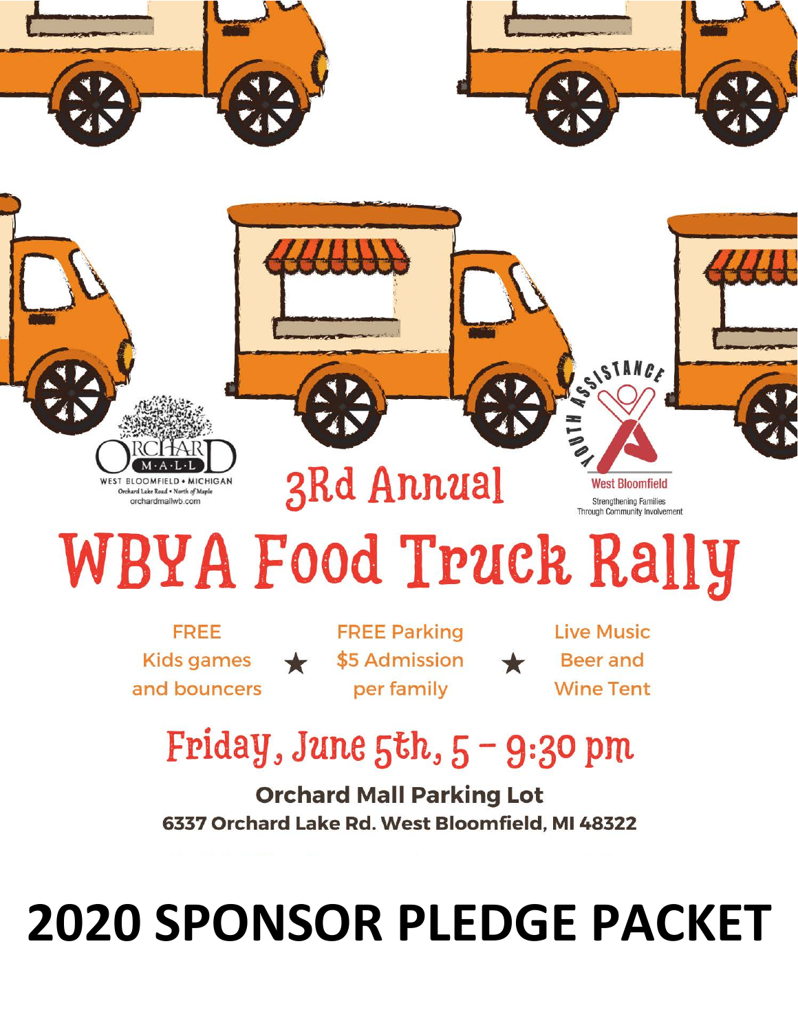ORCHARD M·A·L·L
WEST BLOOMFIELD • MICHIGAN
Orchard Lake Road • North of Maple
orchardmallwb.com

YOUTH ASSISTANCE
West Bloomfield
Strengthening Families Through Community Involvement

3Rd Annual

# WBYA Food Truck Rally

FREE Kids games and bouncers ★ FREE Parking $5 Admission per family ★ Live Music Beer and Wine Tent

## Friday, June 5th, 5 – 9:30 pm

**Orchard Mall Parking Lot**
**6337 Orchard Lake Rd. West Bloomfield, MI 48322**

# 2020 SPONSOR PLEDGE PACKET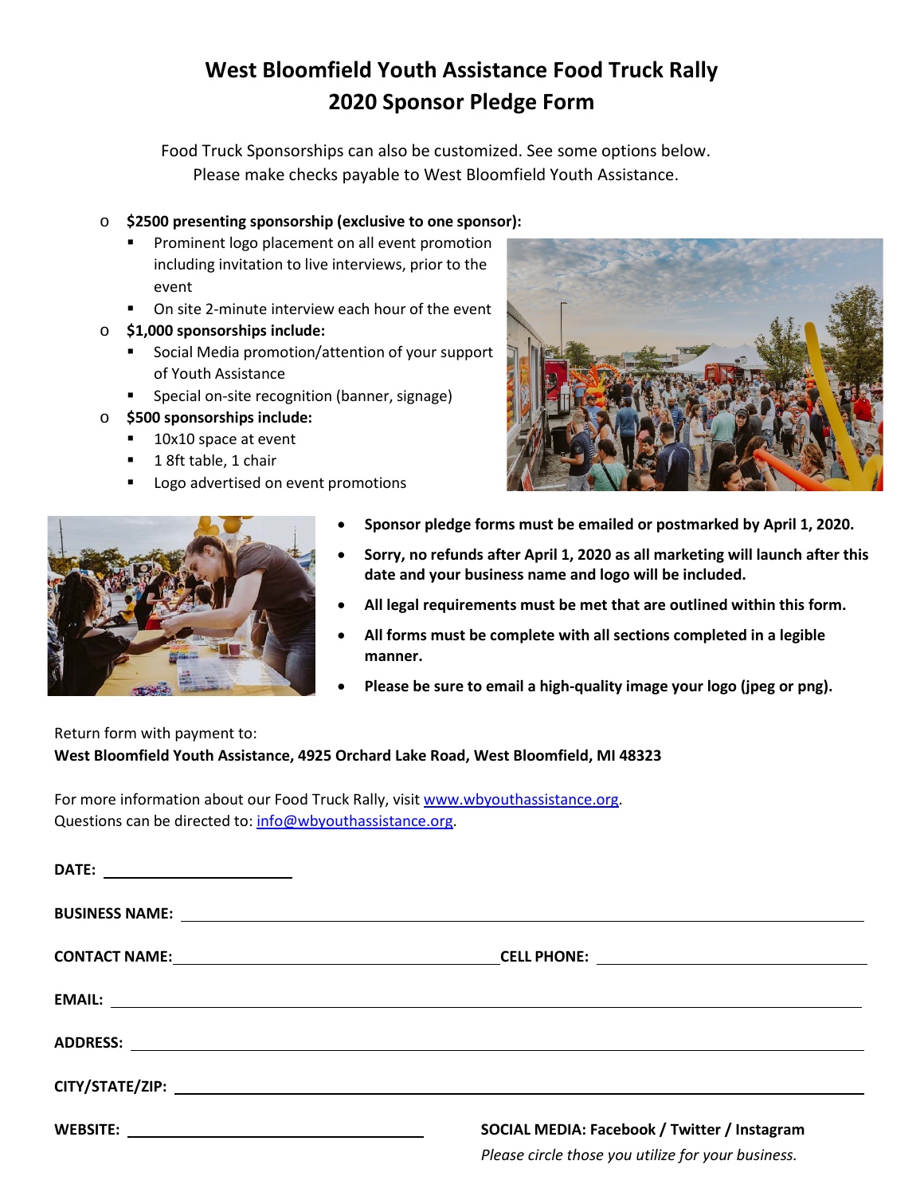# West Bloomfield Youth Assistance Food Truck Rally
# 2020 Sponsor Pledge Form

Food Truck Sponsorships can also be customized. See some options below.
Please make checks payable to West Bloomfield Youth Assistance.

- **$2500 presenting sponsorship (exclusive to one sponsor):**
  - Prominent logo placement on all event promotion including invitation to live interviews, prior to the event
  - On site 2-minute interview each hour of the event
- **$1,000 sponsorships include:**
  - Social Media promotion/attention of your support of Youth Assistance
  - Special on-site recognition (banner, signage)
- **$500 sponsorships include:**
  - 10x10 space at event
  - 1 8ft table, 1 chair
  - Logo advertised on event promotions

- **Sponsor pledge forms must be emailed or postmarked by April 1, 2020.**
- **Sorry, no refunds after April 1, 2020 as all marketing will launch after this date and your business name and logo will be included.**
- **All legal requirements must be met that are outlined within this form.**
- **All forms must be complete with all sections completed in a legible manner.**
- **Please be sure to email a high-quality image your logo (jpeg or png).**

Return form with payment to:
**West Bloomfield Youth Assistance, 4925 Orchard Lake Road, West Bloomfield, MI 48323**

For more information about our Food Truck Rally, visit www.wbyouthassistance.org.
Questions can be directed to: info@wbyouthassistance.org.

**DATE:** ______________________

**BUSINESS NAME:** ______________________________________________

**CONTACT NAME:** ______________________ **CELL PHONE:** ______________________

**EMAIL:** ______________________________________________

**ADDRESS:** ______________________________________________

**CITY/STATE/ZIP:** ______________________________________________

**WEBSITE:** ______________________ **SOCIAL MEDIA: Facebook / Twitter / Instagram**

*Please circle those you utilize for your business.*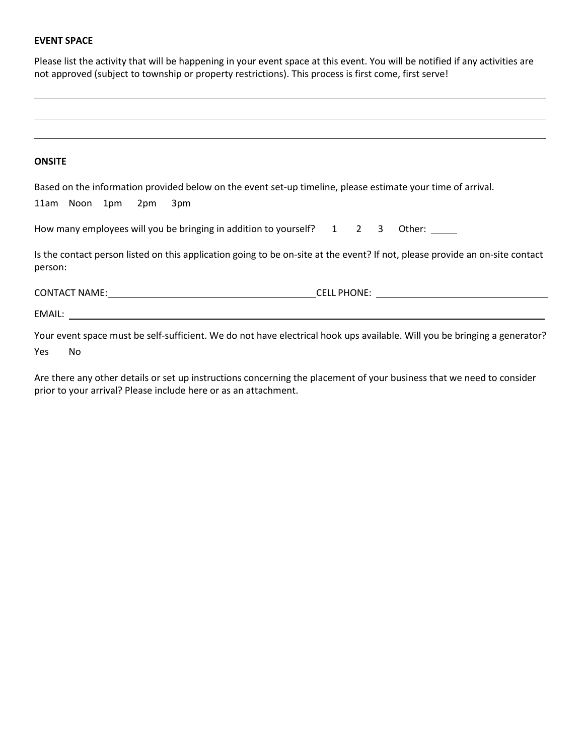**EVENT SPACE**

Please list the activity that will be happening in your event space at this event. You will be notified if any activities are not approved (subject to township or property restrictions). This process is first come, first serve!

\_\_\_\_\_\_\_\_\_\_\_\_\_\_\_\_\_\_\_\_\_\_\_\_\_\_\_\_\_\_\_\_\_\_\_\_\_\_\_\_\_\_\_\_\_\_\_\_\_\_\_\_\_\_\_\_\_\_\_\_\_\_\_\_\_\_\_\_\_\_\_\_\_\_\_\_

\_\_\_\_\_\_\_\_\_\_\_\_\_\_\_\_\_\_\_\_\_\_\_\_\_\_\_\_\_\_\_\_\_\_\_\_\_\_\_\_\_\_\_\_\_\_\_\_\_\_\_\_\_\_\_\_\_\_\_\_\_\_\_\_\_\_\_\_\_\_\_\_\_\_\_\_

\_\_\_\_\_\_\_\_\_\_\_\_\_\_\_\_\_\_\_\_\_\_\_\_\_\_\_\_\_\_\_\_\_\_\_\_\_\_\_\_\_\_\_\_\_\_\_\_\_\_\_\_\_\_\_\_\_\_\_\_\_\_\_\_\_\_\_\_\_\_\_\_\_\_\_\_

**ONSITE**

Based on the information provided below on the event set-up timeline, please estimate your time of arrival.

11am    Noon    1pm    2pm    3pm

How many employees will you be bringing in addition to yourself?    1    2    3    Other: \_\_\_\_\_

Is the contact person listed on this application going to be on-site at the event? If not, please provide an on-site contact person:

CONTACT NAME: \_\_\_\_\_\_\_\_\_\_\_\_\_\_\_\_\_\_\_\_\_\_\_\_\_\_\_\_\_\_\_\_ CELL PHONE: \_\_\_\_\_\_\_\_\_\_\_\_\_\_\_\_\_\_\_\_\_\_\_\_\_\_\_\_

EMAIL: \_\_\_\_\_\_\_\_\_\_\_\_\_\_\_\_\_\_\_\_\_\_\_\_\_\_\_\_\_\_\_\_\_\_\_\_\_\_\_\_\_\_\_\_\_\_\_\_\_\_\_\_\_\_\_\_\_\_\_\_\_\_\_\_\_\_\_\_\_\_

Your event space must be self-sufficient. We do not have electrical hook ups available. Will you be bringing a generator?

Yes    No

Are there any other details or set up instructions concerning the placement of your business that we need to consider prior to your arrival? Please include here or as an attachment.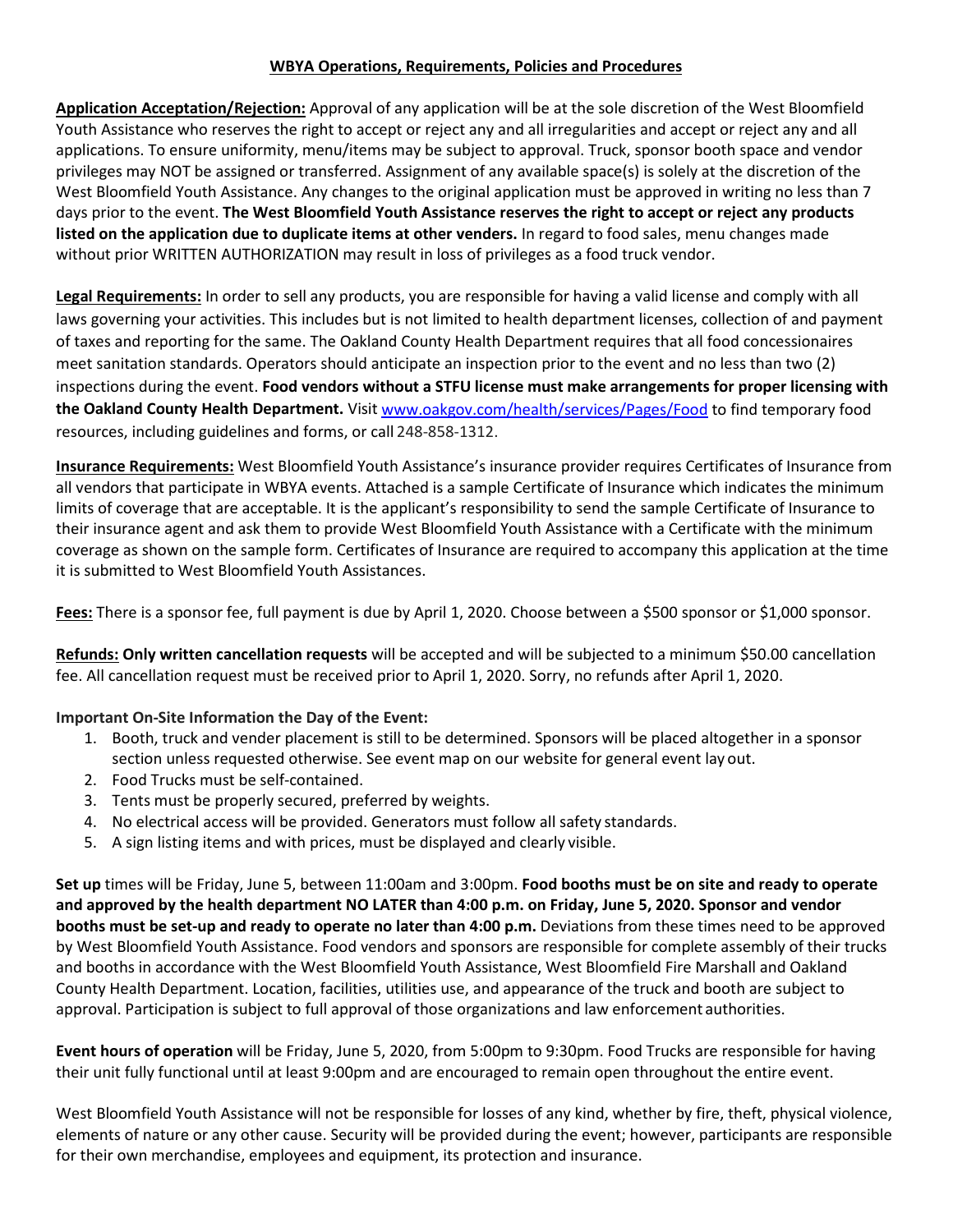## WBYA Operations, Requirements, Policies and Procedures

**Application Acceptation/Rejection:** Approval of any application will be at the sole discretion of the West Bloomfield Youth Assistance who reserves the right to accept or reject any and all irregularities and accept or reject any and all applications. To ensure uniformity, menu/items may be subject to approval. Truck, sponsor booth space and vendor privileges may NOT be assigned or transferred. Assignment of any available space(s) is solely at the discretion of the West Bloomfield Youth Assistance. Any changes to the original application must be approved in writing no less than 7 days prior to the event. **The West Bloomfield Youth Assistance reserves the right to accept or reject any products listed on the application due to duplicate items at other venders.** In regard to food sales, menu changes made without prior WRITTEN AUTHORIZATION may result in loss of privileges as a food truck vendor.

**Legal Requirements:** In order to sell any products, you are responsible for having a valid license and comply with all laws governing your activities. This includes but is not limited to health department licenses, collection of and payment of taxes and reporting for the same. The Oakland County Health Department requires that all food concessionaires meet sanitation standards. Operators should anticipate an inspection prior to the event and no less than two (2) inspections during the event. **Food vendors without a STFU license must make arrangements for proper licensing with the Oakland County Health Department.** Visit [www.oakgov.com/health/services/Pages/Food](www.oakgov.com/health/services/Pages/Food) to find temporary food resources, including guidelines and forms, or call 248-858-1312.

**Insurance Requirements:** West Bloomfield Youth Assistance's insurance provider requires Certificates of Insurance from all vendors that participate in WBYA events. Attached is a sample Certificate of Insurance which indicates the minimum limits of coverage that are acceptable. It is the applicant's responsibility to send the sample Certificate of Insurance to their insurance agent and ask them to provide West Bloomfield Youth Assistance with a Certificate with the minimum coverage as shown on the sample form. Certificates of Insurance are required to accompany this application at the time it is submitted to West Bloomfield Youth Assistances.

**Fees:** There is a sponsor fee, full payment is due by April 1, 2020. Choose between a $500 sponsor or $1,000 sponsor.

**Refunds:** **Only written cancellation requests** will be accepted and will be subjected to a minimum $50.00 cancellation fee. All cancellation request must be received prior to April 1, 2020. Sorry, no refunds after April 1, 2020.

**Important On-Site Information the Day of the Event:**

1. Booth, truck and vender placement is still to be determined. Sponsors will be placed altogether in a sponsor section unless requested otherwise. See event map on our website for general event lay out.
2. Food Trucks must be self-contained.
3. Tents must be properly secured, preferred by weights.
4. No electrical access will be provided. Generators must follow all safety standards.
5. A sign listing items and with prices, must be displayed and clearly visible.

**Set up** times will be Friday, June 5, between 11:00am and 3:00pm. **Food booths must be on site and ready to operate and approved by the health department NO LATER than 4:00 p.m. on Friday, June 5, 2020. Sponsor and vendor booths must be set-up and ready to operate no later than 4:00 p.m.** Deviations from these times need to be approved by West Bloomfield Youth Assistance. Food vendors and sponsors are responsible for complete assembly of their trucks and booths in accordance with the West Bloomfield Youth Assistance, West Bloomfield Fire Marshall and Oakland County Health Department. Location, facilities, utilities use, and appearance of the truck and booth are subject to approval. Participation is subject to full approval of those organizations and law enforcement authorities.

**Event hours of operation** will be Friday, June 5, 2020, from 5:00pm to 9:30pm. Food Trucks are responsible for having their unit fully functional until at least 9:00pm and are encouraged to remain open throughout the entire event.

West Bloomfield Youth Assistance will not be responsible for losses of any kind, whether by fire, theft, physical violence, elements of nature or any other cause. Security will be provided during the event; however, participants are responsible for their own merchandise, employees and equipment, its protection and insurance.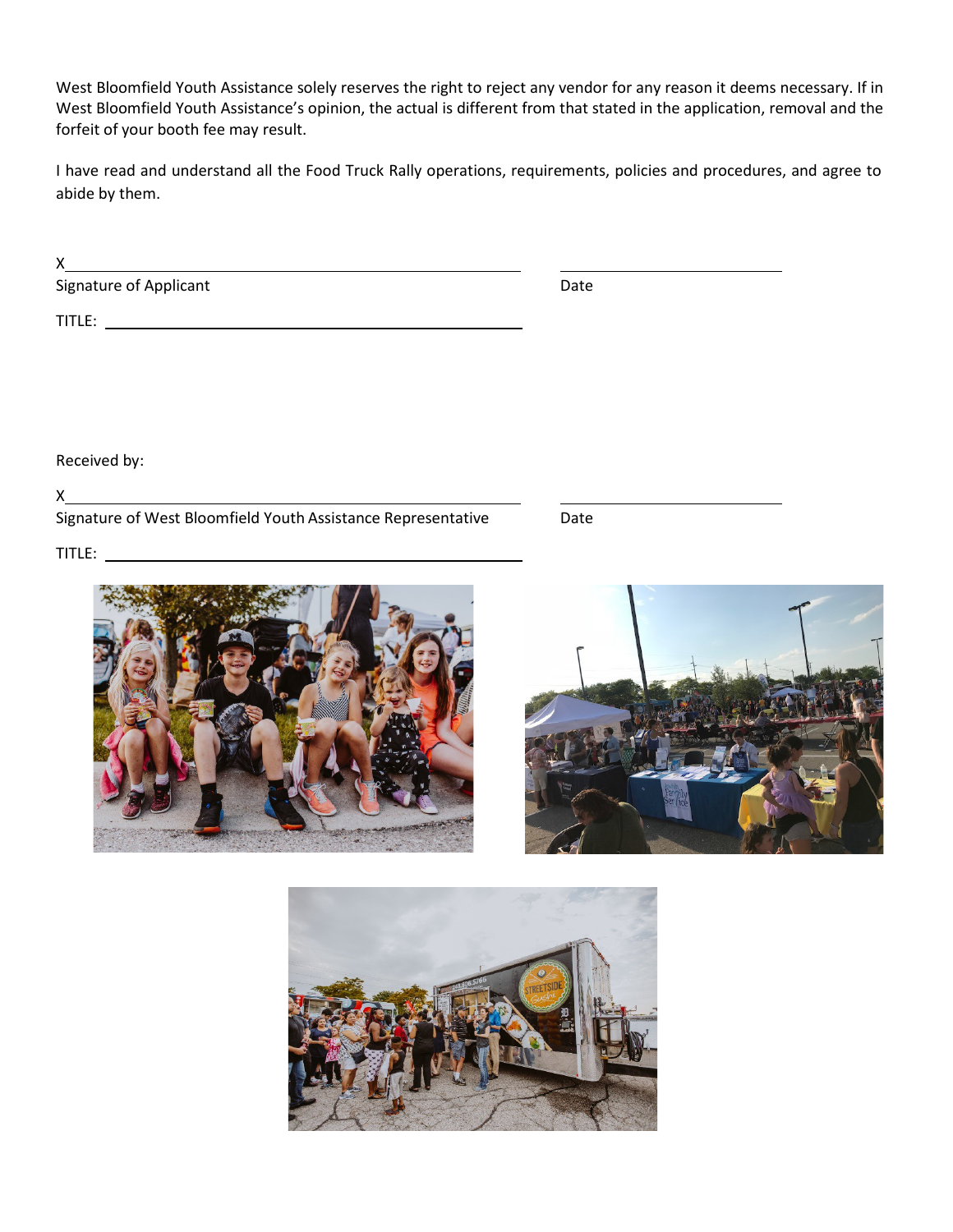West Bloomfield Youth Assistance solely reserves the right to reject any vendor for any reason it deems necessary. If in West Bloomfield Youth Assistance's opinion, the actual is different from that stated in the application, removal and the forfeit of your booth fee may result.

I have read and understand all the Food Truck Rally operations, requirements, policies and procedures, and agree to abide by them.

X\_\_\_\_\_\_\_\_\_\_\_\_\_\_\_\_\_\_\_\_\_\_\_\_\_\_\_\_\_\_\_\_\_\_\_\_\_\_\_\_ \_\_\_\_\_\_\_\_\_\_\_\_\_\_\_\_\_\_\_\_

Signature of Applicant Date

TITLE: \_\_\_\_\_\_\_\_\_\_\_\_\_\_\_\_\_\_\_\_\_\_\_\_\_\_\_\_\_\_\_\_\_\_\_\_

Received by:

X\_\_\_\_\_\_\_\_\_\_\_\_\_\_\_\_\_\_\_\_\_\_\_\_\_\_\_\_\_\_\_\_\_\_\_\_\_\_\_\_ \_\_\_\_\_\_\_\_\_\_\_\_\_\_\_\_\_\_\_\_

Signature of West Bloomfield Youth Assistance Representative Date

TITLE: \_\_\_\_\_\_\_\_\_\_\_\_\_\_\_\_\_\_\_\_\_\_\_\_\_\_\_\_\_\_\_\_\_\_\_\_